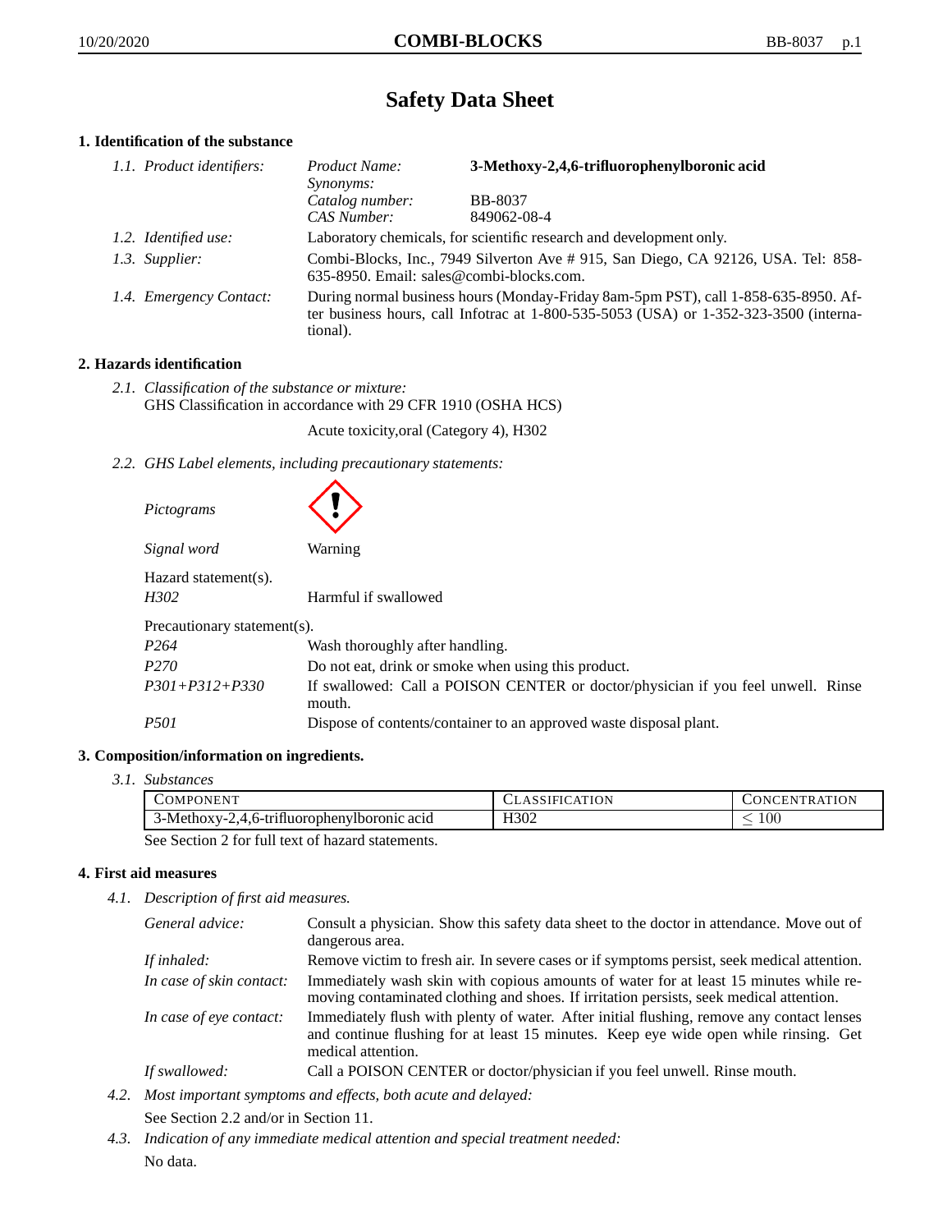# Safety Data Sheet

## 1. Identification of the substance

*1.1. Product identifiers:*

| | |
|---|---|
| *Product Name:* | **3-Methoxy-2,4,6-trifluorophenylboronic acid** |
| *Synonyms:* | |
| *Catalog number:* | BB-8037 |
| *CAS Number:* | 849062-08-4 |

*1.2. Identified use:* Laboratory chemicals, for scientific research and development only.

*1.3. Supplier:* Combi-Blocks, Inc., 7949 Silverton Ave # 915, San Diego, CA 92126, USA. Tel: 858-635-8950. Email: sales@combi-blocks.com.

*1.4. Emergency Contact:* During normal business hours (Monday-Friday 8am-5pm PST), call 1-858-635-8950. After business hours, call Infotrac at 1-800-535-5053 (USA) or 1-352-323-3500 (international).

## 2. Hazards identification

*2.1. Classification of the substance or mixture:*
GHS Classification in accordance with 29 CFR 1910 (OSHA HCS)

Acute toxicity,oral (Category 4), H302

*2.2. GHS Label elements, including precautionary statements:*

*Pictograms*

*Signal word* Warning

Hazard statement(s).

| | |
|---|---|
| *H302* | Harmful if swallowed |

Precautionary statement(s).

| | |
|---|---|
| *P264* | Wash thoroughly after handling. |
| *P270* | Do not eat, drink or smoke when using this product. |
| *P301+P312+P330* | If swallowed: Call a POISON CENTER or doctor/physician if you feel unwell. Rinse mouth. |
| *P501* | Dispose of contents/container to an approved waste disposal plant. |

## 3. Composition/information on ingredients.

*3.1. Substances*

| COMPONENT | CLASSIFICATION | CONCENTRATION |
|---|---|---|
| 3-Methoxy-2,4,6-trifluorophenylboronic acid | H302 | $\leq 100$ |

See Section 2 for full text of hazard statements.

## 4. First aid measures

*4.1. Description of first aid measures.*

| | |
|---|---|
| *General advice:* | Consult a physician. Show this safety data sheet to the doctor in attendance. Move out of dangerous area. |
| *If inhaled:* | Remove victim to fresh air. In severe cases or if symptoms persist, seek medical attention. |
| *In case of skin contact:* | Immediately wash skin with copious amounts of water for at least 15 minutes while removing contaminated clothing and shoes. If irritation persists, seek medical attention. |
| *In case of eye contact:* | Immediately flush with plenty of water. After initial flushing, remove any contact lenses and continue flushing for at least 15 minutes. Keep eye wide open while rinsing. Get medical attention. |
| *If swallowed:* | Call a POISON CENTER or doctor/physician if you feel unwell. Rinse mouth. |

*4.2. Most important symptoms and effects, both acute and delayed:*

See Section 2.2 and/or in Section 11.

*4.3. Indication of any immediate medical attention and special treatment needed:*

No data.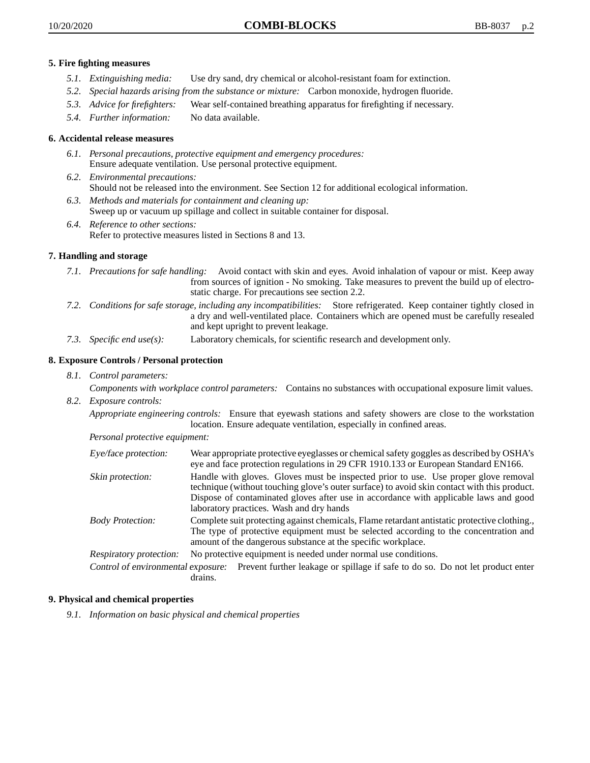## 5. Fire fighting measures

5.1. *Extinguishing media:* Use dry sand, dry chemical or alcohol-resistant foam for extinction.

5.2. *Special hazards arising from the substance or mixture:* Carbon monoxide, hydrogen fluoride.

5.3. *Advice for firefighters:* Wear self-contained breathing apparatus for firefighting if necessary.

5.4. *Further information:* No data available.

## 6. Accidental release measures

6.1. *Personal precautions, protective equipment and emergency procedures:*
Ensure adequate ventilation. Use personal protective equipment.

6.2. *Environmental precautions:*
Should not be released into the environment. See Section 12 for additional ecological information.

6.3. *Methods and materials for containment and cleaning up:*
Sweep up or vacuum up spillage and collect in suitable container for disposal.

6.4. *Reference to other sections:*
Refer to protective measures listed in Sections 8 and 13.

## 7. Handling and storage

7.1. *Precautions for safe handling:* Avoid contact with skin and eyes. Avoid inhalation of vapour or mist. Keep away from sources of ignition - No smoking. Take measures to prevent the build up of electrostatic charge. For precautions see section 2.2.

7.2. *Conditions for safe storage, including any incompatibilities:* Store refrigerated. Keep container tightly closed in a dry and well-ventilated place. Containers which are opened must be carefully resealed and kept upright to prevent leakage.

7.3. *Specific end use(s):* Laboratory chemicals, for scientific research and development only.

## 8. Exposure Controls / Personal protection

8.1. *Control parameters:*

*Components with workplace control parameters:* Contains no substances with occupational exposure limit values.

8.2. *Exposure controls:*

*Appropriate engineering controls:* Ensure that eyewash stations and safety showers are close to the workstation location. Ensure adequate ventilation, especially in confined areas.

*Personal protective equipment:*

*Eye/face protection:* Wear appropriate protective eyeglasses or chemical safety goggles as described by OSHA's eye and face protection regulations in 29 CFR 1910.133 or European Standard EN166.

*Skin protection:* Handle with gloves. Gloves must be inspected prior to use. Use proper glove removal technique (without touching glove's outer surface) to avoid skin contact with this product. Dispose of contaminated gloves after use in accordance with applicable laws and good laboratory practices. Wash and dry hands

*Body Protection:* Complete suit protecting against chemicals, Flame retardant antistatic protective clothing., The type of protective equipment must be selected according to the concentration and amount of the dangerous substance at the specific workplace.

*Respiratory protection:* No protective equipment is needed under normal use conditions.

*Control of environmental exposure:* Prevent further leakage or spillage if safe to do so. Do not let product enter drains.

## 9. Physical and chemical properties

9.1. *Information on basic physical and chemical properties*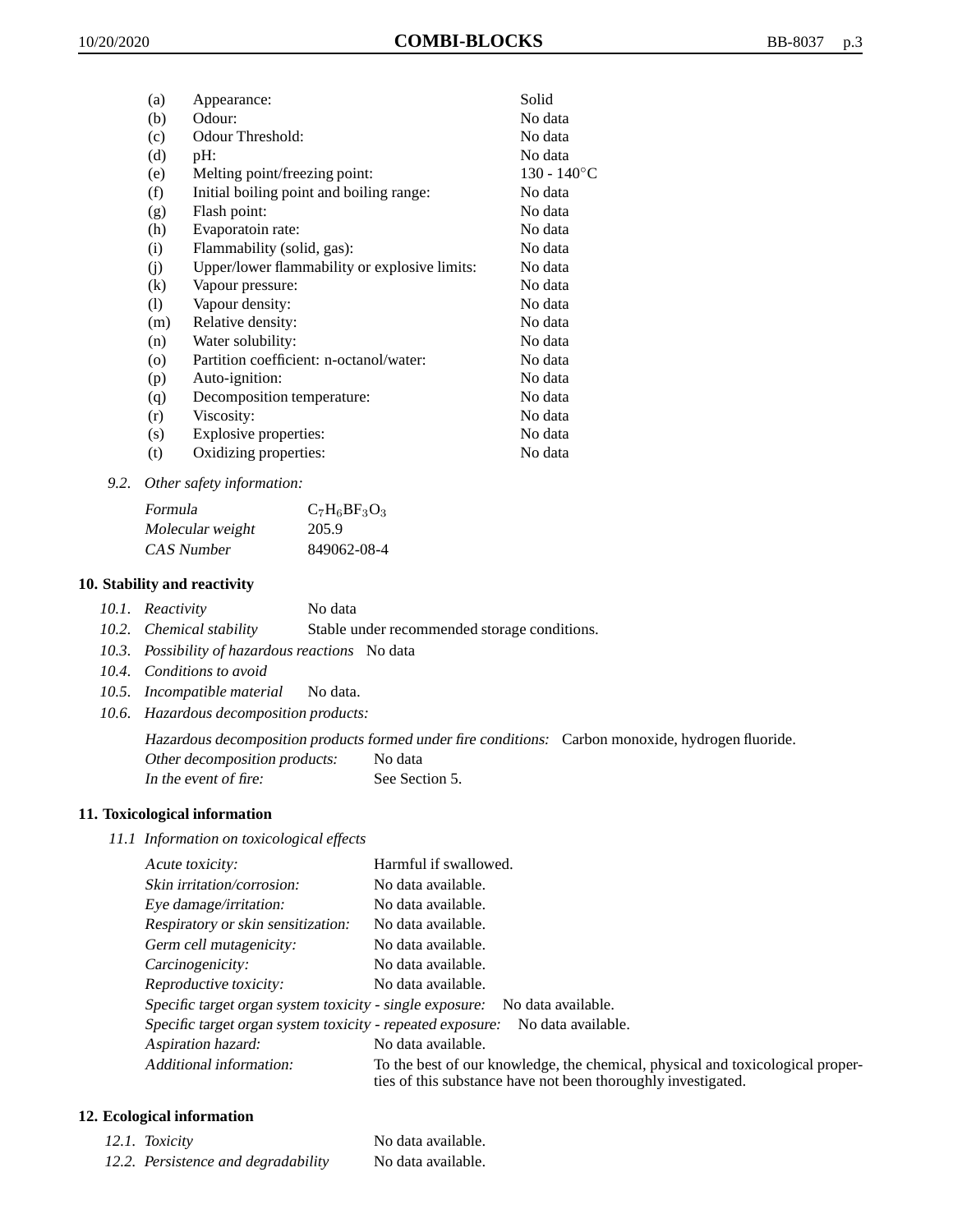| | | |
|---|---|---|
| (a) | Appearance: | Solid |
| (b) | Odour: | No data |
| (c) | Odour Threshold: | No data |
| (d) | pH: | No data |
| (e) | Melting point/freezing point: | 130 - 140°C |
| (f) | Initial boiling point and boiling range: | No data |
| (g) | Flash point: | No data |
| (h) | Evaporatoin rate: | No data |
| (i) | Flammability (solid, gas): | No data |
| (j) | Upper/lower flammability or explosive limits: | No data |
| (k) | Vapour pressure: | No data |
| (l) | Vapour density: | No data |
| (m) | Relative density: | No data |
| (n) | Water solubility: | No data |
| (o) | Partition coefficient: n-octanol/water: | No data |
| (p) | Auto-ignition: | No data |
| (q) | Decomposition temperature: | No data |
| (r) | Viscosity: | No data |
| (s) | Explosive properties: | No data |
| (t) | Oxidizing properties: | No data |

*9.2. Other safety information:*

| | |
|---|---|
| *Formula* | $C_7H_6BF_3O_3$ |
| *Molecular weight* | 205.9 |
| *CAS Number* | 849062-08-4 |

## 10. Stability and reactivity

*10.1. Reactivity* No data

*10.2. Chemical stability* Stable under recommended storage conditions.

*10.3. Possibility of hazardous reactions* No data

*10.4. Conditions to avoid*

*10.5. Incompatible material* No data.

*10.6. Hazardous decomposition products:*

*Hazardous decomposition products formed under fire conditions:* Carbon monoxide, hydrogen fluoride.
*Other decomposition products:* No data
*In the event of fire:* See Section 5.

## 11. Toxicological information

*11.1 Information on toxicological effects*

| | |
|---|---|
| *Acute toxicity:* | Harmful if swallowed. |
| *Skin irritation/corrosion:* | No data available. |
| *Eye damage/irritation:* | No data available. |
| *Respiratory or skin sensitization:* | No data available. |
| *Germ cell mutagenicity:* | No data available. |
| *Carcinogenicity:* | No data available. |
| *Reproductive toxicity:* | No data available. |
| *Specific target organ system toxicity - single exposure:* | No data available. |
| *Specific target organ system toxicity - repeated exposure:* | No data available. |
| *Aspiration hazard:* | No data available. |
| *Additional information:* | To the best of our knowledge, the chemical, physical and toxicological properties of this substance have not been thoroughly investigated. |

## 12. Ecological information

| | |
|---|---|
| *12.1. Toxicity* | No data available. |
| *12.2. Persistence and degradability* | No data available. |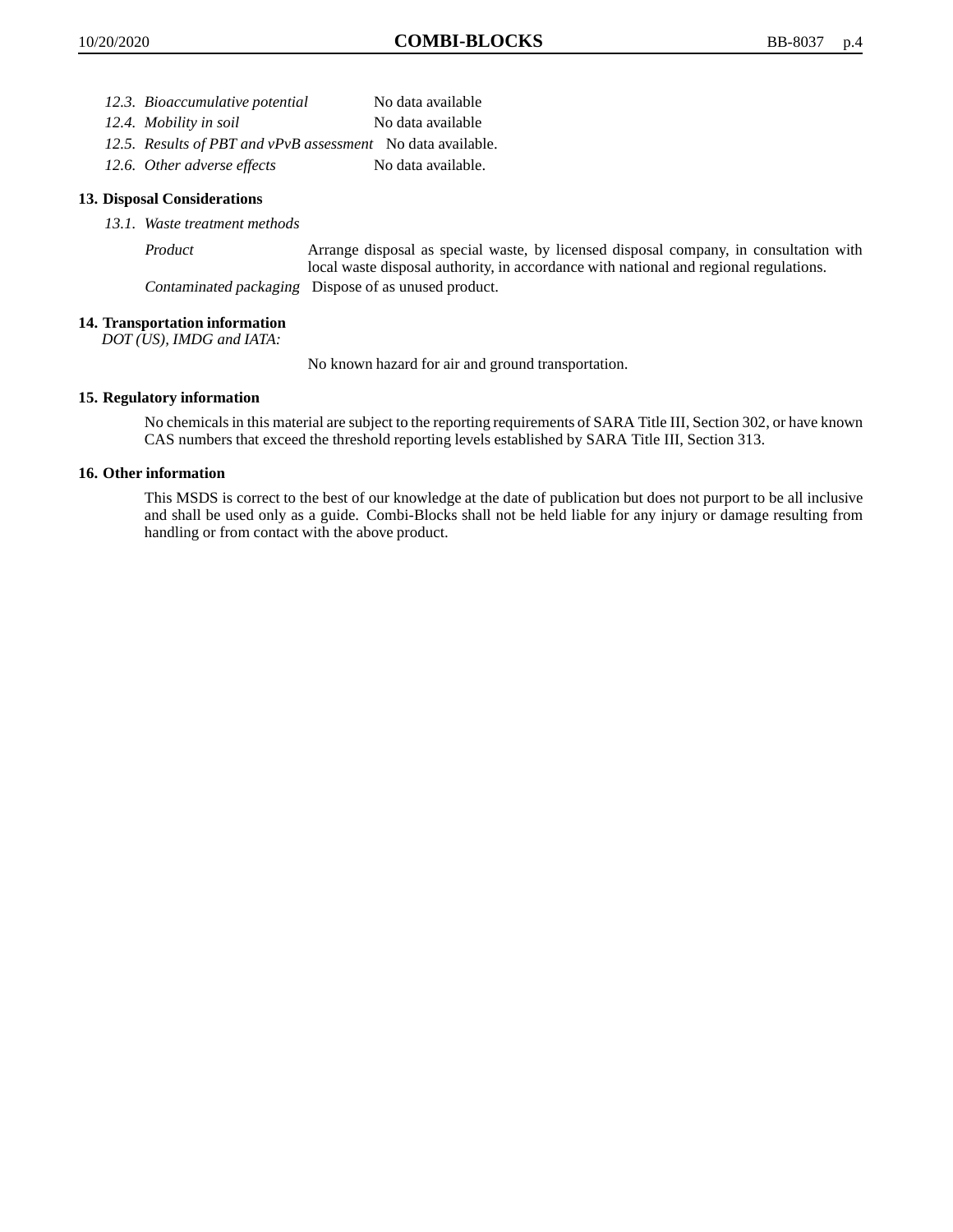*12.3. Bioaccumulative potential* No data available

*12.4. Mobility in soil* No data available

*12.5. Results of PBT and vPvB assessment* No data available.

*12.6. Other adverse effects* No data available.

## 13. Disposal Considerations

*13.1. Waste treatment methods*

*Product* Arrange disposal as special waste, by licensed disposal company, in consultation with local waste disposal authority, in accordance with national and regional regulations.

*Contaminated packaging* Dispose of as unused product.

## 14. Transportation information

*DOT (US), IMDG and IATA:*

No known hazard for air and ground transportation.

## 15. Regulatory information

No chemicals in this material are subject to the reporting requirements of SARA Title III, Section 302, or have known CAS numbers that exceed the threshold reporting levels established by SARA Title III, Section 313.

## 16. Other information

This MSDS is correct to the best of our knowledge at the date of publication but does not purport to be all inclusive and shall be used only as a guide. Combi-Blocks shall not be held liable for any injury or damage resulting from handling or from contact with the above product.